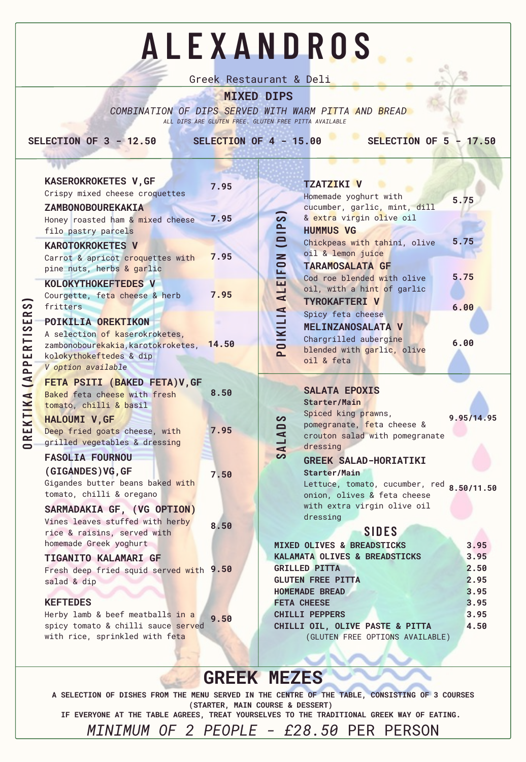# ALEXANDROS

Greek Restaurant & Deli

## MIXED DIPS

*COMBINATION OF DIPS SERVED WITH WARM PITTA AND BREAD*

*ALL DIPS ARE GLUTEN FREE. GLUTEN FREE PITTA AVAILABLE*

**SELECTION OF 3 - 12.50** | **SELECTION OF 4 - 15.00** | **SELECTION OF 5 - 17.50**

## OREKTIKA (APPERTISERS)

**KASEROKROKETES V,GF** — 7.95
Crispy mixed cheese croquettes

**ZAMBONOBOUREKAKIA** — 7.95
Honey roasted ham & mixed cheese filo pastry parcels

**KAROTOKROKETES V** — 7.95
Carrot & apricot croquettes with pine nuts, herbs & garlic

**KOLOKYTHOKEFTEDES V** — 7.95
Courgette, feta cheese & herb fritters

**POIKILIA OREKTIKON** — 14.50
A selection of kaserokroketes, zambonobourekakia, karotokroketes, kolokythokeftedes & dip
*V option available*

**FETA PSITI (BAKED FETA)V,GF** — 8.50
Baked feta cheese with fresh tomato, chilli & basil

**HALOUMI V,GF** — 7.95
Deep fried goats cheese, with grilled vegetables & dressing

**FASOLIA FOURNOU (GIGANDES)VG,GF** — 7.50
Gigandes butter beans baked with tomato, chilli & oregano

**SARMADAKIA GF, (VG OPTION)** — 8.50
Vines leaves stuffed with herby rice & raisins, served with homemade Greek yoghurt

**TIGANITO KALAMARI GF** — 9.50
Fresh deep fried squid served with salad & dip

**KEFTEDES** — 9.50
Herby lamb & beef meatballs in a spicy tomato & chilli sauce served with rice, sprinkled with feta

## POIKILIA ALEIFON (DIPS)

**TZATZIKI V** — 5.75
Homemade yoghurt with cucumber, garlic, mint, dill & extra virgin olive oil

**HUMMUS VG** — 5.75
Chickpeas with tahini, olive oil & lemon juice

**TARAMOSALATA GF** — 5.75
Cod roe blended with olive oil, with a hint of garlic

**TYROKAFTERI V** — 6.00
Spicy feta cheese

**MELINZANOSALATA V** — 6.00
Chargrilled aubergine blended with garlic, olive oil & feta

## SALADS

**SALATA EPOXIS**
**Starter/Main** — 9.95/14.95
Spiced king prawns, pomegranate, feta cheese & crouton salad with pomegranate dressing

**GREEK SALAD-HORIATIKI**
**Starter/Main** — 8.50/11.50
Lettuce, tomato, cucumber, red onion, olives & feta cheese with extra virgin olive oil dressing

## SIDES

| Item | Price |
|---|---|
| MIXED OLIVES & BREADSTICKS | 3.95 |
| KALAMATA OLIVES & BREADSTICKS | 3.95 |
| GRILLED PITTA | 2.50 |
| GLUTEN FREE PITTA | 2.95 |
| HOMEMADE BREAD | 3.95 |
| FETA CHEESE | 3.95 |
| CHILLI PEPPERS | 3.95 |
| CHILLI OIL, OLIVE PASTE & PITTA | 4.50 |

(GLUTEN FREE OPTIONS AVAILABLE)

## GREEK MEZES

**A SELECTION OF DISHES FROM THE MENU SERVED IN THE CENTRE OF THE TABLE, CONSISTING OF 3 COURSES (STARTER, MAIN COURSE & DESSERT)**

**IF EVERYONE AT THE TABLE AGREES, TREAT YOURSELVES TO THE TRADITIONAL GREEK WAY OF EATING.**

*MINIMUM OF 2 PEOPLE - £28.50* PER PERSON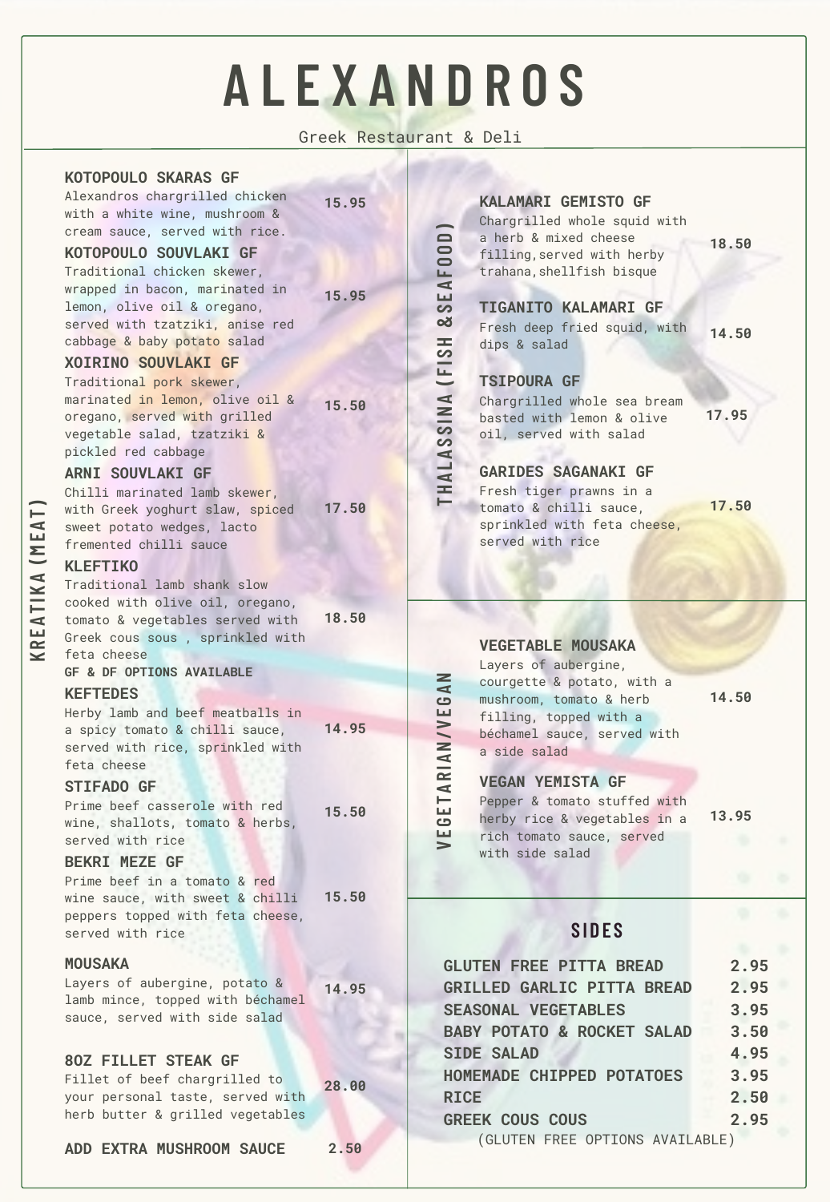# ALEXANDROS

Greek Restaurant & Deli

## KREATIKA (MEAT)

**KOTOPOULO SKARAS GF** — 15.95
Alexandros chargrilled chicken with a white wine, mushroom & cream sauce, served with rice.

**KOTOPOULO SOUVLAKI GF** — 15.95
Traditional chicken skewer, wrapped in bacon, marinated in lemon, olive oil & oregano, served with tzatziki, anise red cabbage & baby potato salad

**XOIRINO SOUVLAKI GF** — 15.50
Traditional pork skewer, marinated in lemon, olive oil & oregano, served with grilled vegetable salad, tzatziki & pickled red cabbage

**ARNI SOUVLAKI GF** — 17.50
Chilli marinated lamb skewer, with Greek yoghurt slaw, spiced sweet potato wedges, lacto fremented chilli sauce

**KLEFTIKO** — 18.50
Traditional lamb shank slow cooked with olive oil, oregano, tomato & vegetables served with Greek cous sous , sprinkled with feta cheese
**GF & DF OPTIONS AVAILABLE**

**KEFTEDES** — 14.95
Herby lamb and beef meatballs in a spicy tomato & chilli sauce, served with rice, sprinkled with feta cheese

**STIFADO GF** — 15.50
Prime beef casserole with red wine, shallots, tomato & herbs, served with rice

**BEKRI MEZE GF** — 15.50
Prime beef in a tomato & red wine sauce, with sweet & chilli peppers topped with feta cheese, served with rice

**MOUSAKA** — 14.95
Layers of aubergine, potato & lamb mince, topped with béchamel sauce, served with side salad

**8OZ FILLET STEAK GF** — 28.00
Fillet of beef chargrilled to your personal taste, served with herb butter & grilled vegetables

**ADD EXTRA MUSHROOM SAUCE** — 2.50

## THALASSINA (FISH &SEAFOOD)

**KALAMARI GEMISTO GF** — 18.50
Chargrilled whole squid with a herb & mixed cheese filling,served with herby trahana,shellfish bisque

**TIGANITO KALAMARI GF** — 14.50
Fresh deep fried squid, with dips & salad

**TSIPOURA GF** — 17.95
Chargrilled whole sea bream basted with lemon & olive oil, served with salad

**GARIDES SAGANAKI GF** — 17.50
Fresh tiger prawns in a tomato & chilli sauce, sprinkled with feta cheese, served with rice

## VEGETARIAN/VEGAN

**VEGETABLE MOUSAKA** — 14.50
Layers of aubergine, courgette & potato, with a mushroom, tomato & herb filling, topped with a béchamel sauce, served with a side salad

**VEGAN YEMISTA GF** — 13.95
Pepper & tomato stuffed with herby rice & vegetables in a rich tomato sauce, served with side salad

## SIDES

| | |
|---|---|
| GLUTEN FREE PITTA BREAD | 2.95 |
| GRILLED GARLIC PITTA BREAD | 2.95 |
| SEASONAL VEGETABLES | 3.95 |
| BABY POTATO & ROCKET SALAD | 3.50 |
| SIDE SALAD | 4.95 |
| HOMEMADE CHIPPED POTATOES | 3.95 |
| RICE | 2.50 |
| GREEK COUS COUS | 2.95 |

(GLUTEN FREE OPTIONS AVAILABLE)